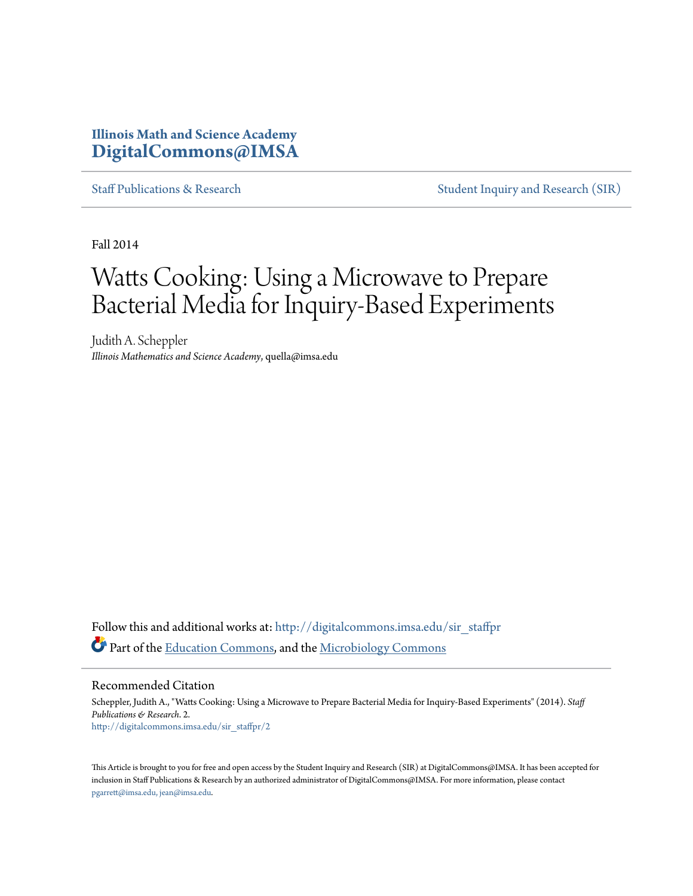Illinois Math and Science Academy
**DigitalCommons@IMSA**

Staff Publications & Research | Student Inquiry and Research (SIR)

Fall 2014

# Watts Cooking: Using a Microwave to Prepare Bacterial Media for Inquiry-Based Experiments

Judith A. Scheppler
*Illinois Mathematics and Science Academy*, quella@imsa.edu

Follow this and additional works at: http://digitalcommons.imsa.edu/sir_staffpr

Part of the Education Commons, and the Microbiology Commons

## Recommended Citation

Scheppler, Judith A., "Watts Cooking: Using a Microwave to Prepare Bacterial Media for Inquiry-Based Experiments" (2014). *Staff Publications & Research*. 2.
http://digitalcommons.imsa.edu/sir_staffpr/2

This Article is brought to you for free and open access by the Student Inquiry and Research (SIR) at DigitalCommons@IMSA. It has been accepted for inclusion in Staff Publications & Research by an authorized administrator of DigitalCommons@IMSA. For more information, please contact pgarrett@imsa.edu, jean@imsa.edu.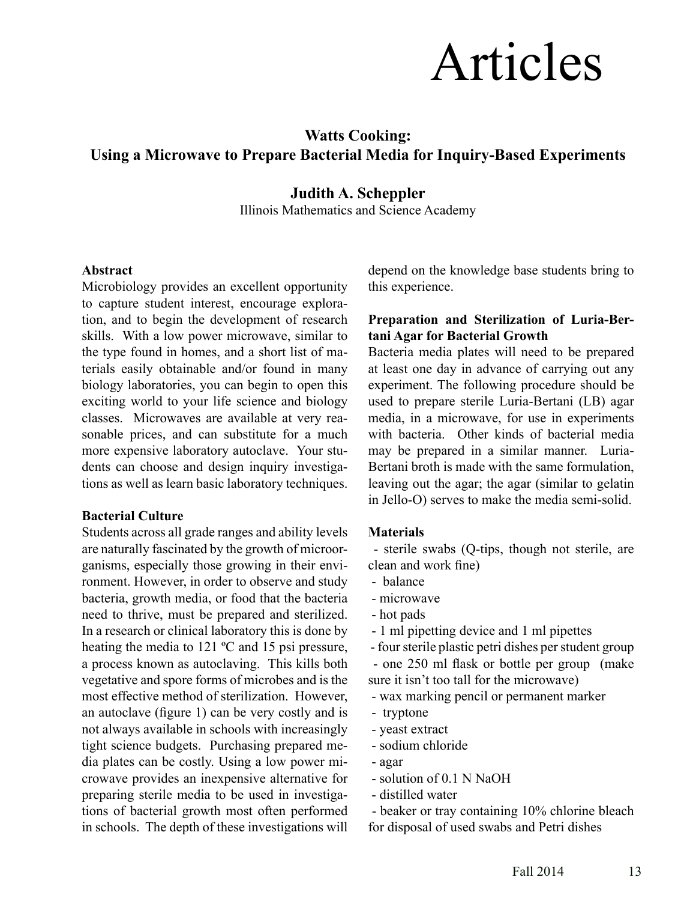# Articles

## Watts Cooking: Using a Microwave to Prepare Bacterial Media for Inquiry-Based Experiments

**Judith A. Scheppler**

Illinois Mathematics and Science Academy

**Abstract**

Microbiology provides an excellent opportunity to capture student interest, encourage exploration, and to begin the development of research skills. With a low power microwave, similar to the type found in homes, and a short list of materials easily obtainable and/or found in many biology laboratories, you can begin to open this exciting world to your life science and biology classes. Microwaves are available at very reasonable prices, and can substitute for a much more expensive laboratory autoclave. Your students can choose and design inquiry investigations as well as learn basic laboratory techniques.

**Bacterial Culture**

Students across all grade ranges and ability levels are naturally fascinated by the growth of microorganisms, especially those growing in their environment. However, in order to observe and study bacteria, growth media, or food that the bacteria need to thrive, must be prepared and sterilized. In a research or clinical laboratory this is done by heating the media to 121 ºC and 15 psi pressure, a process known as autoclaving. This kills both vegetative and spore forms of microbes and is the most effective method of sterilization. However, an autoclave (figure 1) can be very costly and is not always available in schools with increasingly tight science budgets. Purchasing prepared media plates can be costly. Using a low power microwave provides an inexpensive alternative for preparing sterile media to be used in investigations of bacterial growth most often performed in schools. The depth of these investigations will depend on the knowledge base students bring to this experience.

**Preparation and Sterilization of Luria-Bertani Agar for Bacterial Growth**

Bacteria media plates will need to be prepared at least one day in advance of carrying out any experiment. The following procedure should be used to prepare sterile Luria-Bertani (LB) agar media, in a microwave, for use in experiments with bacteria. Other kinds of bacterial media may be prepared in a similar manner. Luria-Bertani broth is made with the same formulation, leaving out the agar; the agar (similar to gelatin in Jello-O) serves to make the media semi-solid.

**Materials**

- sterile swabs (Q-tips, though not sterile, are clean and work fine)
- balance
- microwave
- hot pads
- 1 ml pipetting device and 1 ml pipettes
- four sterile plastic petri dishes per student group
- one 250 ml flask or bottle per group (make sure it isn't too tall for the microwave)
- wax marking pencil or permanent marker
- tryptone
- yeast extract
- sodium chloride
- agar
- solution of 0.1 N NaOH
- distilled water
- beaker or tray containing 10% chlorine bleach for disposal of used swabs and Petri dishes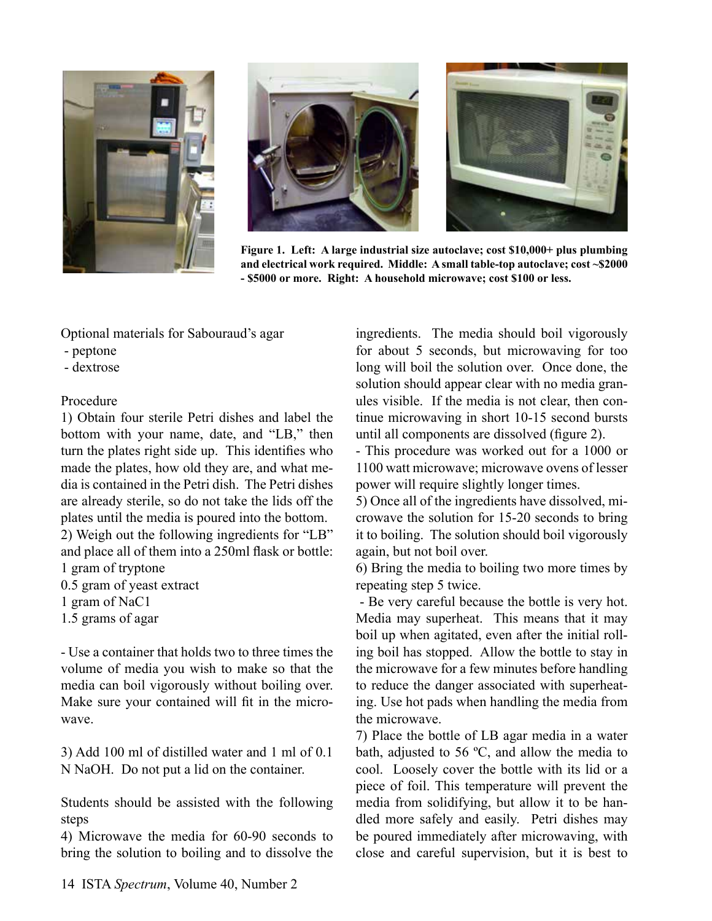**Figure 1. Left: A large industrial size autoclave; cost $10,000+ plus plumbing and electrical work required. Middle: A small table-top autoclave; cost ~$2000 - $5000 or more. Right: A household microwave; cost $100 or less.**

Optional materials for Sabouraud's agar
- peptone
- dextrose

Procedure

1) Obtain four sterile Petri dishes and label the bottom with your name, date, and "LB," then turn the plates right side up. This identifies who made the plates, how old they are, and what media is contained in the Petri dish. The Petri dishes are already sterile, so do not take the lids off the plates until the media is poured into the bottom.

2) Weigh out the following ingredients for "LB" and place all of them into a 250ml flask or bottle:

1 gram of tryptone
0.5 gram of yeast extract
1 gram of NaC1
1.5 grams of agar

- Use a container that holds two to three times the volume of media you wish to make so that the media can boil vigorously without boiling over. Make sure your contained will fit in the microwave.

3) Add 100 ml of distilled water and 1 ml of 0.1 N NaOH. Do not put a lid on the container.

Students should be assisted with the following steps

4) Microwave the media for 60-90 seconds to bring the solution to boiling and to dissolve the ingredients. The media should boil vigorously for about 5 seconds, but microwaving for too long will boil the solution over. Once done, the solution should appear clear with no media granules visible. If the media is not clear, then continue microwaving in short 10-15 second bursts until all components are dissolved (figure 2).

- This procedure was worked out for a 1000 or 1100 watt microwave; microwave ovens of lesser power will require slightly longer times.

5) Once all of the ingredients have dissolved, microwave the solution for 15-20 seconds to bring it to boiling. The solution should boil vigorously again, but not boil over.

6) Bring the media to boiling two more times by repeating step 5 twice.

- Be very careful because the bottle is very hot. Media may superheat. This means that it may boil up when agitated, even after the initial rolling boil has stopped. Allow the bottle to stay in the microwave for a few minutes before handling to reduce the danger associated with superheating. Use hot pads when handling the media from the microwave.

7) Place the bottle of LB agar media in a water bath, adjusted to 56 ºC, and allow the media to cool. Loosely cover the bottle with its lid or a piece of foil. This temperature will prevent the media from solidifying, but allow it to be handled more safely and easily. Petri dishes may be poured immediately after microwaving, with close and careful supervision, but it is best to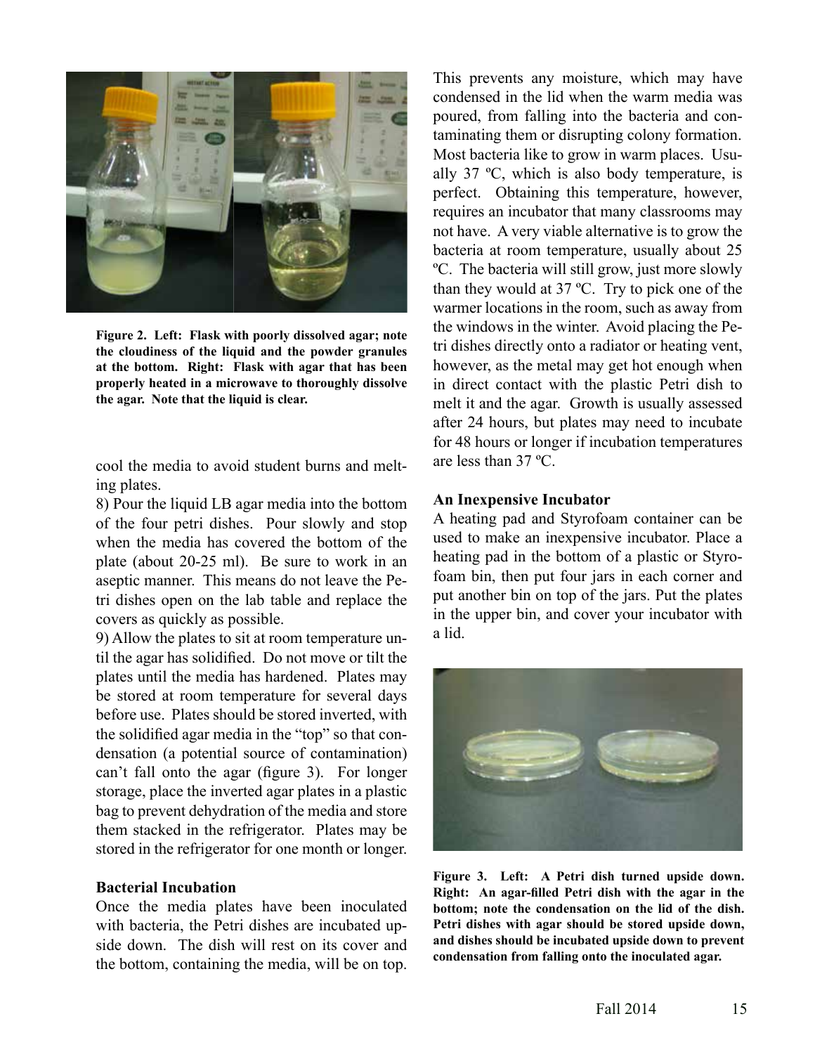Figure 2. Left: Flask with poorly dissolved agar; note the cloudiness of the liquid and the powder granules at the bottom. Right: Flask with agar that has been properly heated in a microwave to thoroughly dissolve the agar. Note that the liquid is clear.

cool the media to avoid student burns and melting plates.

8) Pour the liquid LB agar media into the bottom of the four petri dishes. Pour slowly and stop when the media has covered the bottom of the plate (about 20-25 ml). Be sure to work in an aseptic manner. This means do not leave the Petri dishes open on the lab table and replace the covers as quickly as possible.

9) Allow the plates to sit at room temperature until the agar has solidified. Do not move or tilt the plates until the media has hardened. Plates may be stored at room temperature for several days before use. Plates should be stored inverted, with the solidified agar media in the "top" so that condensation (a potential source of contamination) can't fall onto the agar (figure 3). For longer storage, place the inverted agar plates in a plastic bag to prevent dehydration of the media and store them stacked in the refrigerator. Plates may be stored in the refrigerator for one month or longer.

**Bacterial Incubation**

Once the media plates have been inoculated with bacteria, the Petri dishes are incubated upside down. The dish will rest on its cover and the bottom, containing the media, will be on top. This prevents any moisture, which may have condensed in the lid when the warm media was poured, from falling into the bacteria and contaminating them or disrupting colony formation. Most bacteria like to grow in warm places. Usually 37 ºC, which is also body temperature, is perfect. Obtaining this temperature, however, requires an incubator that many classrooms may not have. A very viable alternative is to grow the bacteria at room temperature, usually about 25 ºC. The bacteria will still grow, just more slowly than they would at 37 ºC. Try to pick one of the warmer locations in the room, such as away from the windows in the winter. Avoid placing the Petri dishes directly onto a radiator or heating vent, however, as the metal may get hot enough when in direct contact with the plastic Petri dish to melt it and the agar. Growth is usually assessed after 24 hours, but plates may need to incubate for 48 hours or longer if incubation temperatures are less than 37 ºC.

**An Inexpensive Incubator**

A heating pad and Styrofoam container can be used to make an inexpensive incubator. Place a heating pad in the bottom of a plastic or Styrofoam bin, then put four jars in each corner and put another bin on top of the jars. Put the plates in the upper bin, and cover your incubator with a lid.

Figure 3. Left: A Petri dish turned upside down. Right: An agar-filled Petri dish with the agar in the bottom; note the condensation on the lid of the dish. Petri dishes with agar should be stored upside down, and dishes should be incubated upside down to prevent condensation from falling onto the inoculated agar.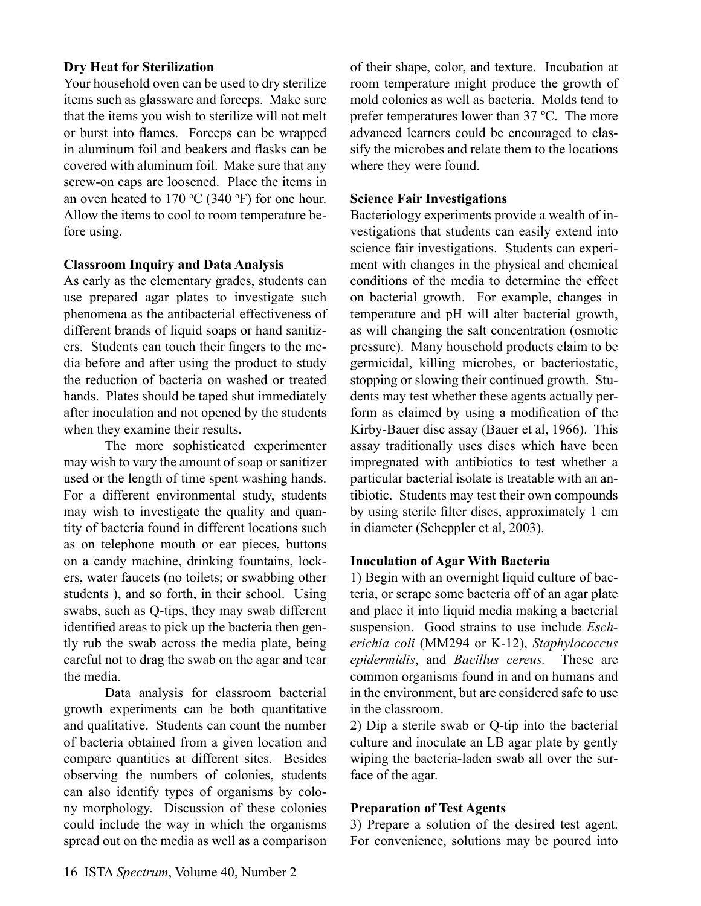**Dry Heat for Sterilization**

Your household oven can be used to dry sterilize items such as glassware and forceps. Make sure that the items you wish to sterilize will not melt or burst into flames. Forceps can be wrapped in aluminum foil and beakers and flasks can be covered with aluminum foil. Make sure that any screw-on caps are loosened. Place the items in an oven heated to 170 °C (340 °F) for one hour. Allow the items to cool to room temperature before using.

**Classroom Inquiry and Data Analysis**

As early as the elementary grades, students can use prepared agar plates to investigate such phenomena as the antibacterial effectiveness of different brands of liquid soaps or hand sanitizers. Students can touch their fingers to the media before and after using the product to study the reduction of bacteria on washed or treated hands. Plates should be taped shut immediately after inoculation and not opened by the students when they examine their results.

The more sophisticated experimenter may wish to vary the amount of soap or sanitizer used or the length of time spent washing hands. For a different environmental study, students may wish to investigate the quality and quantity of bacteria found in different locations such as on telephone mouth or ear pieces, buttons on a candy machine, drinking fountains, lockers, water faucets (no toilets; or swabbing other students ), and so forth, in their school. Using swabs, such as Q-tips, they may swab different identified areas to pick up the bacteria then gently rub the swab across the media plate, being careful not to drag the swab on the agar and tear the media.

Data analysis for classroom bacterial growth experiments can be both quantitative and qualitative. Students can count the number of bacteria obtained from a given location and compare quantities at different sites. Besides observing the numbers of colonies, students can also identify types of organisms by colony morphology. Discussion of these colonies could include the way in which the organisms spread out on the media as well as a comparison of their shape, color, and texture. Incubation at room temperature might produce the growth of mold colonies as well as bacteria. Molds tend to prefer temperatures lower than 37 ºC. The more advanced learners could be encouraged to classify the microbes and relate them to the locations where they were found.

**Science Fair Investigations**

Bacteriology experiments provide a wealth of investigations that students can easily extend into science fair investigations. Students can experiment with changes in the physical and chemical conditions of the media to determine the effect on bacterial growth. For example, changes in temperature and pH will alter bacterial growth, as will changing the salt concentration (osmotic pressure). Many household products claim to be germicidal, killing microbes, or bacteriostatic, stopping or slowing their continued growth. Students may test whether these agents actually perform as claimed by using a modification of the Kirby-Bauer disc assay (Bauer et al, 1966). This assay traditionally uses discs which have been impregnated with antibiotics to test whether a particular bacterial isolate is treatable with an antibiotic. Students may test their own compounds by using sterile filter discs, approximately 1 cm in diameter (Scheppler et al, 2003).

**Inoculation of Agar With Bacteria**

1) Begin with an overnight liquid culture of bacteria, or scrape some bacteria off of an agar plate and place it into liquid media making a bacterial suspension. Good strains to use include *Escherichia coli* (MM294 or K-12), *Staphylococcus epidermidis*, and *Bacillus cereus.* These are common organisms found in and on humans and in the environment, but are considered safe to use in the classroom.

2) Dip a sterile swab or Q-tip into the bacterial culture and inoculate an LB agar plate by gently wiping the bacteria-laden swab all over the surface of the agar.

**Preparation of Test Agents**

3) Prepare a solution of the desired test agent. For convenience, solutions may be poured into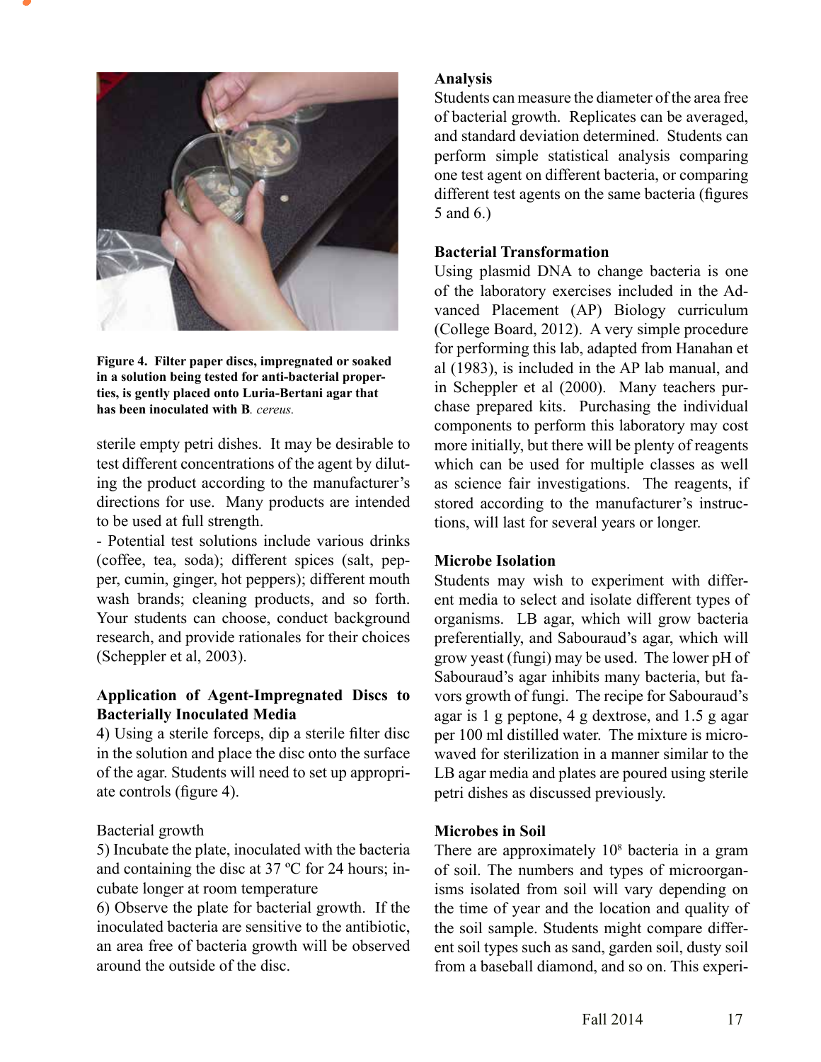**Figure 4. Filter paper discs, impregnated or soaked in a solution being tested for anti-bacterial properties, is gently placed onto Luria-Bertani agar that has been inoculated with B*. cereus.***

sterile empty petri dishes. It may be desirable to test different concentrations of the agent by diluting the product according to the manufacturer's directions for use. Many products are intended to be used at full strength.

- Potential test solutions include various drinks (coffee, tea, soda); different spices (salt, pepper, cumin, ginger, hot peppers); different mouth wash brands; cleaning products, and so forth. Your students can choose, conduct background research, and provide rationales for their choices (Scheppler et al, 2003).

**Application of Agent-Impregnated Discs to Bacterially Inoculated Media**

4) Using a sterile forceps, dip a sterile filter disc in the solution and place the disc onto the surface of the agar. Students will need to set up appropriate controls (figure 4).

Bacterial growth

5) Incubate the plate, inoculated with the bacteria and containing the disc at 37 ºC for 24 hours; incubate longer at room temperature

6) Observe the plate for bacterial growth. If the inoculated bacteria are sensitive to the antibiotic, an area free of bacteria growth will be observed around the outside of the disc.

**Analysis**

Students can measure the diameter of the area free of bacterial growth. Replicates can be averaged, and standard deviation determined. Students can perform simple statistical analysis comparing one test agent on different bacteria, or comparing different test agents on the same bacteria (figures 5 and 6.)

**Bacterial Transformation**

Using plasmid DNA to change bacteria is one of the laboratory exercises included in the Advanced Placement (AP) Biology curriculum (College Board, 2012). A very simple procedure for performing this lab, adapted from Hanahan et al (1983), is included in the AP lab manual, and in Scheppler et al (2000). Many teachers purchase prepared kits. Purchasing the individual components to perform this laboratory may cost more initially, but there will be plenty of reagents which can be used for multiple classes as well as science fair investigations. The reagents, if stored according to the manufacturer's instructions, will last for several years or longer.

**Microbe Isolation**

Students may wish to experiment with different media to select and isolate different types of organisms. LB agar, which will grow bacteria preferentially, and Sabouraud's agar, which will grow yeast (fungi) may be used. The lower pH of Sabouraud's agar inhibits many bacteria, but favors growth of fungi. The recipe for Sabouraud's agar is 1 g peptone, 4 g dextrose, and 1.5 g agar per 100 ml distilled water. The mixture is microwaved for sterilization in a manner similar to the LB agar media and plates are poured using sterile petri dishes as discussed previously.

**Microbes in Soil**

There are approximately $10^8$ bacteria in a gram of soil. The numbers and types of microorganisms isolated from soil will vary depending on the time of year and the location and quality of the soil sample. Students might compare different soil types such as sand, garden soil, dusty soil from a baseball diamond, and so on. This experi-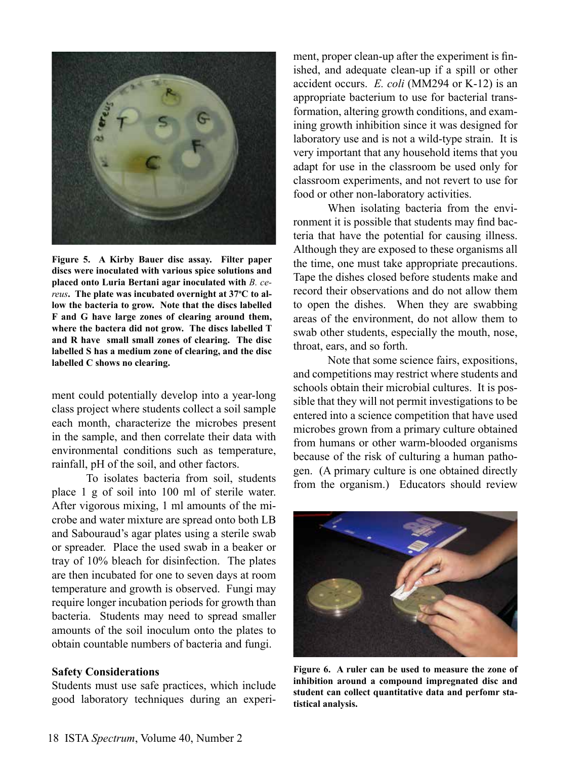**Figure 5. A Kirby Bauer disc assay. Filter paper discs were inoculated with various spice solutions and placed onto Luria Bertani agar inoculated with *B. cereus*. The plate was incubated overnight at 37ºC to allow the bacteria to grow. Note that the discs labelled F and G have large zones of clearing around them, where the bactera did not grow. The discs labelled T and R have small small zones of clearing. The disc labelled S has a medium zone of clearing, and the disc labelled C shows no clearing.**

ment could potentially develop into a year-long class project where students collect a soil sample each month, characterize the microbes present in the sample, and then correlate their data with environmental conditions such as temperature, rainfall, pH of the soil, and other factors.

To isolates bacteria from soil, students place 1 g of soil into 100 ml of sterile water. After vigorous mixing, 1 ml amounts of the microbe and water mixture are spread onto both LB and Sabouraud's agar plates using a sterile swab or spreader. Place the used swab in a beaker or tray of 10% bleach for disinfection. The plates are then incubated for one to seven days at room temperature and growth is observed. Fungi may require longer incubation periods for growth than bacteria. Students may need to spread smaller amounts of the soil inoculum onto the plates to obtain countable numbers of bacteria and fungi.

### Safety Considerations

Students must use safe practices, which include good laboratory techniques during an experiment, proper clean-up after the experiment is finished, and adequate clean-up if a spill or other accident occurs. *E. coli* (MM294 or K-12) is an appropriate bacterium to use for bacterial transformation, altering growth conditions, and examining growth inhibition since it was designed for laboratory use and is not a wild-type strain. It is very important that any household items that you adapt for use in the classroom be used only for classroom experiments, and not revert to use for food or other non-laboratory activities.

When isolating bacteria from the environment it is possible that students may find bacteria that have the potential for causing illness. Although they are exposed to these organisms all the time, one must take appropriate precautions. Tape the dishes closed before students make and record their observations and do not allow them to open the dishes. When they are swabbing areas of the environment, do not allow them to swab other students, especially the mouth, nose, throat, ears, and so forth.

Note that some science fairs, expositions, and competitions may restrict where students and schools obtain their microbial cultures. It is possible that they will not permit investigations to be entered into a science competition that have used microbes grown from a primary culture obtained from humans or other warm-blooded organisms because of the risk of culturing a human pathogen. (A primary culture is one obtained directly from the organism.) Educators should review

**Figure 6. A ruler can be used to measure the zone of inhibition around a compound impregnated disc and student can collect quantitative data and perfomr statistical analysis.**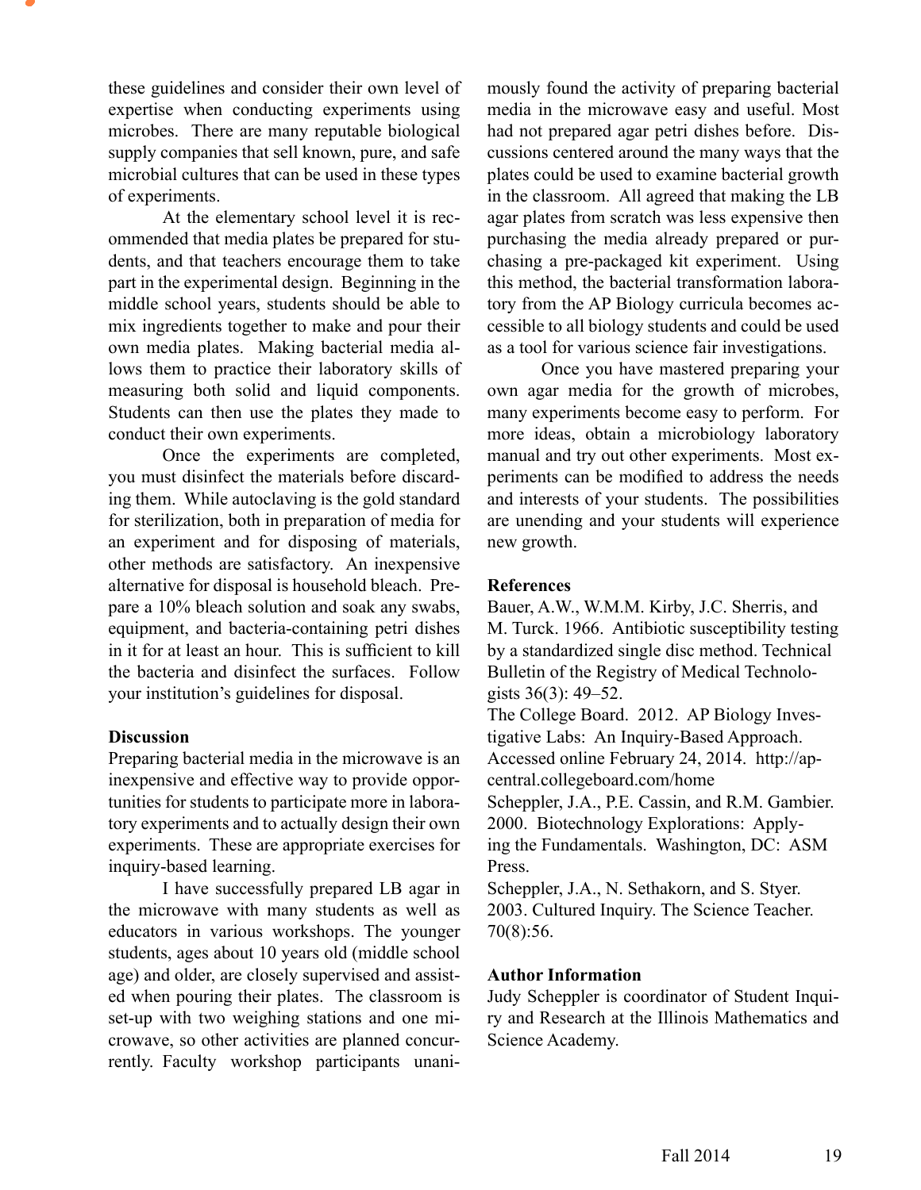these guidelines and consider their own level of expertise when conducting experiments using microbes. There are many reputable biological supply companies that sell known, pure, and safe microbial cultures that can be used in these types of experiments.

At the elementary school level it is recommended that media plates be prepared for students, and that teachers encourage them to take part in the experimental design. Beginning in the middle school years, students should be able to mix ingredients together to make and pour their own media plates. Making bacterial media allows them to practice their laboratory skills of measuring both solid and liquid components. Students can then use the plates they made to conduct their own experiments.

Once the experiments are completed, you must disinfect the materials before discarding them. While autoclaving is the gold standard for sterilization, both in preparation of media for an experiment and for disposing of materials, other methods are satisfactory. An inexpensive alternative for disposal is household bleach. Prepare a 10% bleach solution and soak any swabs, equipment, and bacteria-containing petri dishes in it for at least an hour. This is sufficient to kill the bacteria and disinfect the surfaces. Follow your institution's guidelines for disposal.

**Discussion**

Preparing bacterial media in the microwave is an inexpensive and effective way to provide opportunities for students to participate more in laboratory experiments and to actually design their own experiments. These are appropriate exercises for inquiry-based learning.

I have successfully prepared LB agar in the microwave with many students as well as educators in various workshops. The younger students, ages about 10 years old (middle school age) and older, are closely supervised and assisted when pouring their plates. The classroom is set-up with two weighing stations and one microwave, so other activities are planned concurrently. Faculty workshop participants unanimously found the activity of preparing bacterial media in the microwave easy and useful. Most had not prepared agar petri dishes before. Discussions centered around the many ways that the plates could be used to examine bacterial growth in the classroom. All agreed that making the LB agar plates from scratch was less expensive then purchasing the media already prepared or purchasing a pre-packaged kit experiment. Using this method, the bacterial transformation laboratory from the AP Biology curricula becomes accessible to all biology students and could be used as a tool for various science fair investigations.

Once you have mastered preparing your own agar media for the growth of microbes, many experiments become easy to perform. For more ideas, obtain a microbiology laboratory manual and try out other experiments. Most experiments can be modified to address the needs and interests of your students. The possibilities are unending and your students will experience new growth.

**References**

Bauer, A.W., W.M.M. Kirby, J.C. Sherris, and M. Turck. 1966. Antibiotic susceptibility testing by a standardized single disc method. Technical Bulletin of the Registry of Medical Technologists 36(3): 49–52.

The College Board. 2012. AP Biology Investigative Labs: An Inquiry-Based Approach. Accessed online February 24, 2014. http://apcentral.collegeboard.com/home

Scheppler, J.A., P.E. Cassin, and R.M. Gambier. 2000. Biotechnology Explorations: Applying the Fundamentals. Washington, DC: ASM Press.

Scheppler, J.A., N. Sethakorn, and S. Styer. 2003. Cultured Inquiry. The Science Teacher. 70(8):56.

**Author Information**

Judy Scheppler is coordinator of Student Inquiry and Research at the Illinois Mathematics and Science Academy.